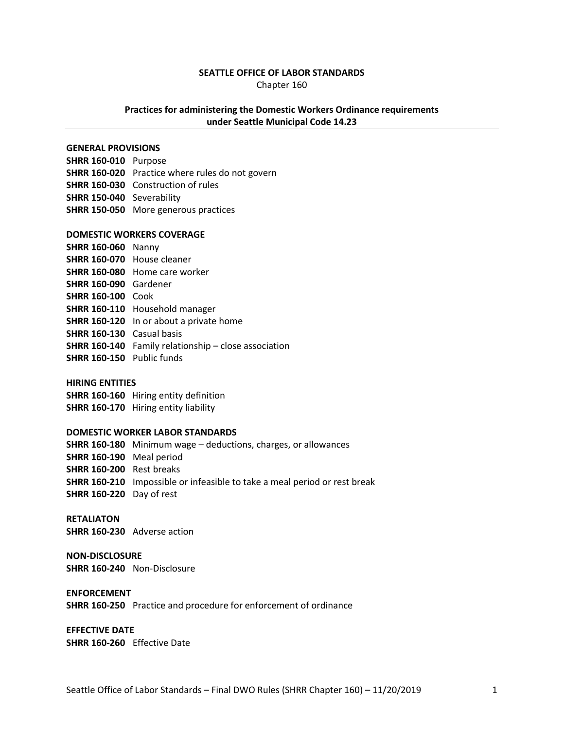**SEATTLE OFFICE OF LABOR STANDARDS**

Chapter 160

**Practices for administering the Domestic Workers Ordinance requirements under Seattle Municipal Code 14.23**

---

**GENERAL PROVISIONS**

**SHRR 160-010** Purpose
**SHRR 160-020** Practice where rules do not govern
**SHRR 160-030** Construction of rules
**SHRR 150-040** Severability
**SHRR 150-050** More generous practices

**DOMESTIC WORKERS COVERAGE**

**SHRR 160-060** Nanny
**SHRR 160-070** House cleaner
**SHRR 160-080** Home care worker
**SHRR 160-090** Gardener
**SHRR 160-100** Cook
**SHRR 160-110** Household manager
**SHRR 160-120** In or about a private home
**SHRR 160-130** Casual basis
**SHRR 160-140** Family relationship – close association
**SHRR 160-150** Public funds

**HIRING ENTITIES**

**SHRR 160-160** Hiring entity definition
**SHRR 160-170** Hiring entity liability

**DOMESTIC WORKER LABOR STANDARDS**

**SHRR 160-180** Minimum wage – deductions, charges, or allowances
**SHRR 160-190** Meal period
**SHRR 160-200** Rest breaks
**SHRR 160-210** Impossible or infeasible to take a meal period or rest break
**SHRR 160-220** Day of rest

**RETALIATON**

**SHRR 160-230** Adverse action

**NON-DISCLOSURE**

**SHRR 160-240** Non-Disclosure

**ENFORCEMENT**

**SHRR 160-250** Practice and procedure for enforcement of ordinance

**EFFECTIVE DATE**

**SHRR 160-260** Effective Date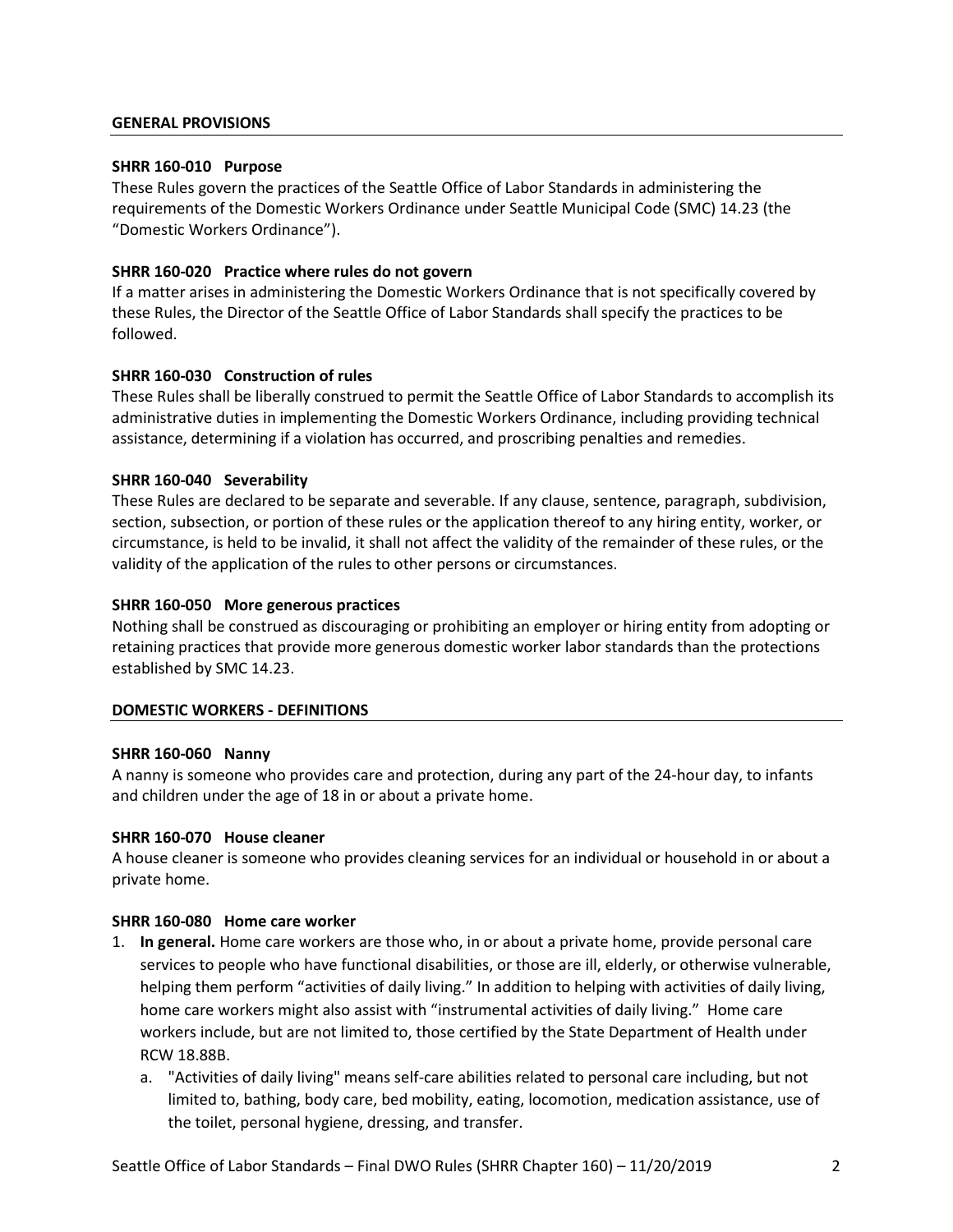## GENERAL PROVISIONS

### SHRR 160-010 Purpose

These Rules govern the practices of the Seattle Office of Labor Standards in administering the requirements of the Domestic Workers Ordinance under Seattle Municipal Code (SMC) 14.23 (the "Domestic Workers Ordinance").

### SHRR 160-020 Practice where rules do not govern

If a matter arises in administering the Domestic Workers Ordinance that is not specifically covered by these Rules, the Director of the Seattle Office of Labor Standards shall specify the practices to be followed.

### SHRR 160-030 Construction of rules

These Rules shall be liberally construed to permit the Seattle Office of Labor Standards to accomplish its administrative duties in implementing the Domestic Workers Ordinance, including providing technical assistance, determining if a violation has occurred, and proscribing penalties and remedies.

### SHRR 160-040 Severability

These Rules are declared to be separate and severable. If any clause, sentence, paragraph, subdivision, section, subsection, or portion of these rules or the application thereof to any hiring entity, worker, or circumstance, is held to be invalid, it shall not affect the validity of the remainder of these rules, or the validity of the application of the rules to other persons or circumstances.

### SHRR 160-050 More generous practices

Nothing shall be construed as discouraging or prohibiting an employer or hiring entity from adopting or retaining practices that provide more generous domestic worker labor standards than the protections established by SMC 14.23.

## DOMESTIC WORKERS - DEFINITIONS

### SHRR 160-060 Nanny

A nanny is someone who provides care and protection, during any part of the 24-hour day, to infants and children under the age of 18 in or about a private home.

### SHRR 160-070 House cleaner

A house cleaner is someone who provides cleaning services for an individual or household in or about a private home.

### SHRR 160-080 Home care worker

1. **In general.** Home care workers are those who, in or about a private home, provide personal care services to people who have functional disabilities, or those are ill, elderly, or otherwise vulnerable, helping them perform "activities of daily living." In addition to helping with activities of daily living, home care workers might also assist with "instrumental activities of daily living." Home care workers include, but are not limited to, those certified by the State Department of Health under RCW 18.88B.
   a. "Activities of daily living" means self-care abilities related to personal care including, but not limited to, bathing, body care, bed mobility, eating, locomotion, medication assistance, use of the toilet, personal hygiene, dressing, and transfer.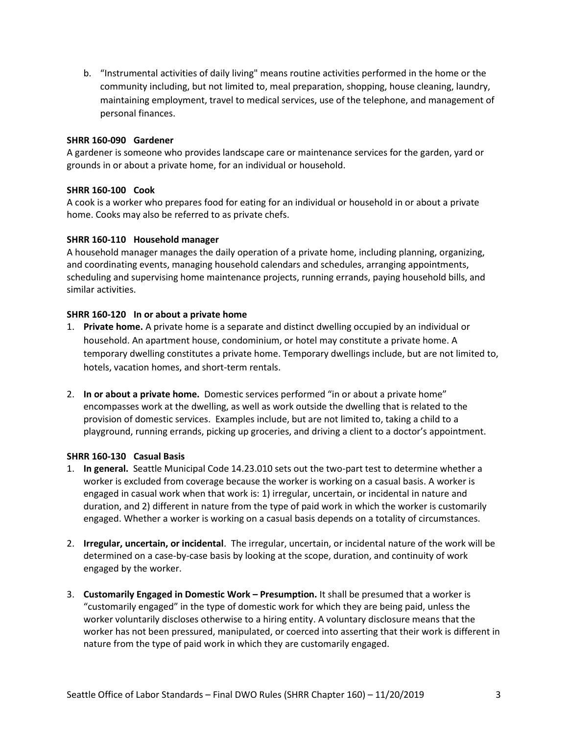b. "Instrumental activities of daily living" means routine activities performed in the home or the community including, but not limited to, meal preparation, shopping, house cleaning, laundry, maintaining employment, travel to medical services, use of the telephone, and management of personal finances.

**SHRR 160-090 Gardener**

A gardener is someone who provides landscape care or maintenance services for the garden, yard or grounds in or about a private home, for an individual or household.

**SHRR 160-100 Cook**

A cook is a worker who prepares food for eating for an individual or household in or about a private home. Cooks may also be referred to as private chefs.

**SHRR 160-110 Household manager**

A household manager manages the daily operation of a private home, including planning, organizing, and coordinating events, managing household calendars and schedules, arranging appointments, scheduling and supervising home maintenance projects, running errands, paying household bills, and similar activities.

**SHRR 160-120 In or about a private home**

1. **Private home.** A private home is a separate and distinct dwelling occupied by an individual or household. An apartment house, condominium, or hotel may constitute a private home. A temporary dwelling constitutes a private home. Temporary dwellings include, but are not limited to, hotels, vacation homes, and short-term rentals.

2. **In or about a private home.** Domestic services performed "in or about a private home" encompasses work at the dwelling, as well as work outside the dwelling that is related to the provision of domestic services. Examples include, but are not limited to, taking a child to a playground, running errands, picking up groceries, and driving a client to a doctor's appointment.

**SHRR 160-130 Casual Basis**

1. **In general.** Seattle Municipal Code 14.23.010 sets out the two-part test to determine whether a worker is excluded from coverage because the worker is working on a casual basis. A worker is engaged in casual work when that work is: 1) irregular, uncertain, or incidental in nature and duration, and 2) different in nature from the type of paid work in which the worker is customarily engaged. Whether a worker is working on a casual basis depends on a totality of circumstances.

2. **Irregular, uncertain, or incidental**. The irregular, uncertain, or incidental nature of the work will be determined on a case-by-case basis by looking at the scope, duration, and continuity of work engaged by the worker.

3. **Customarily Engaged in Domestic Work – Presumption.** It shall be presumed that a worker is "customarily engaged" in the type of domestic work for which they are being paid, unless the worker voluntarily discloses otherwise to a hiring entity. A voluntary disclosure means that the worker has not been pressured, manipulated, or coerced into asserting that their work is different in nature from the type of paid work in which they are customarily engaged.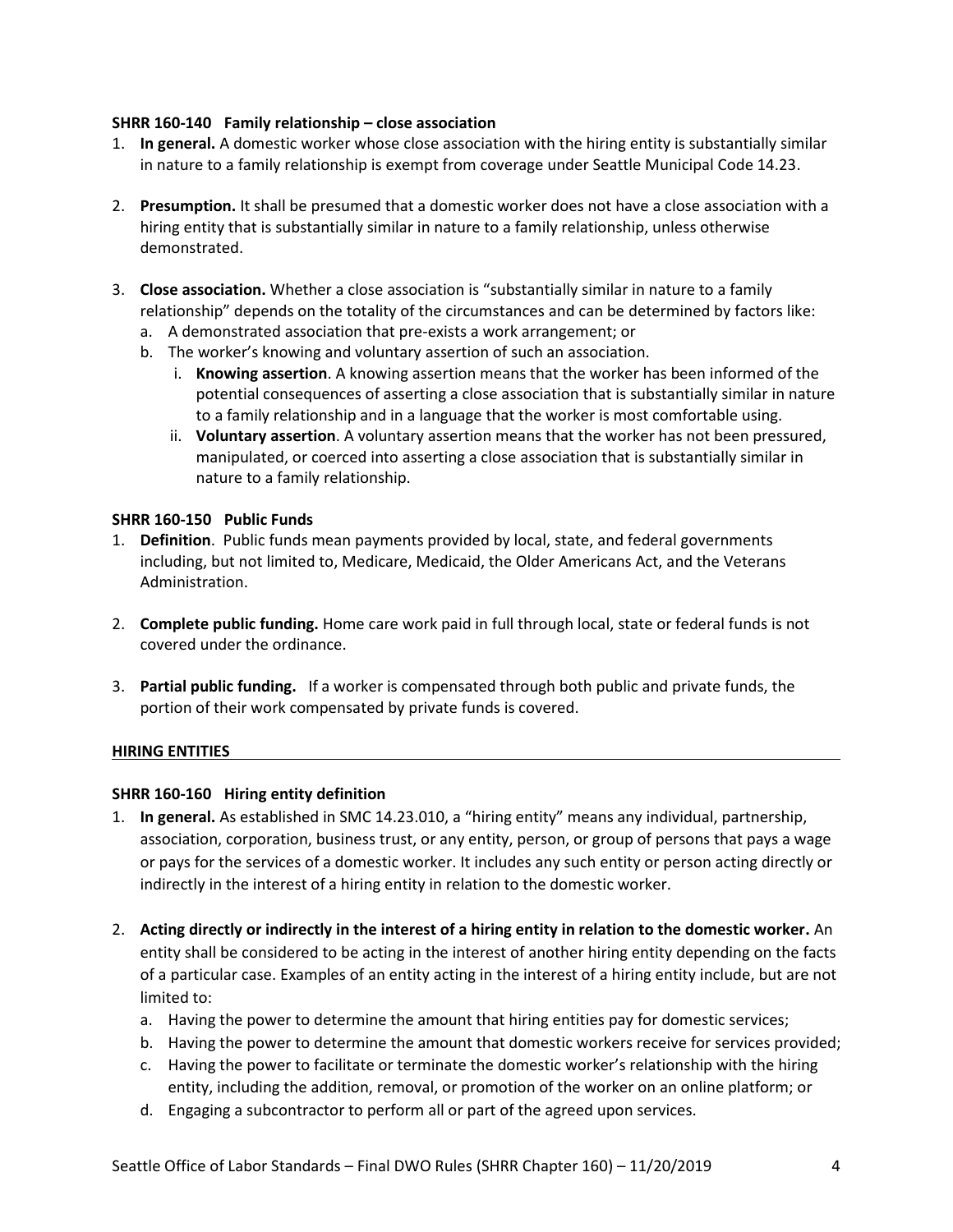**SHRR 160-140 Family relationship – close association**

1. **In general.** A domestic worker whose close association with the hiring entity is substantially similar in nature to a family relationship is exempt from coverage under Seattle Municipal Code 14.23.

2. **Presumption.** It shall be presumed that a domestic worker does not have a close association with a hiring entity that is substantially similar in nature to a family relationship, unless otherwise demonstrated.

3. **Close association.** Whether a close association is "substantially similar in nature to a family relationship" depends on the totality of the circumstances and can be determined by factors like:
   a. A demonstrated association that pre-exists a work arrangement; or
   b. The worker's knowing and voluntary assertion of such an association.
      i. **Knowing assertion**. A knowing assertion means that the worker has been informed of the potential consequences of asserting a close association that is substantially similar in nature to a family relationship and in a language that the worker is most comfortable using.
      ii. **Voluntary assertion**. A voluntary assertion means that the worker has not been pressured, manipulated, or coerced into asserting a close association that is substantially similar in nature to a family relationship.

**SHRR 160-150 Public Funds**

1. **Definition**. Public funds mean payments provided by local, state, and federal governments including, but not limited to, Medicare, Medicaid, the Older Americans Act, and the Veterans Administration.

2. **Complete public funding.** Home care work paid in full through local, state or federal funds is not covered under the ordinance.

3. **Partial public funding.** If a worker is compensated through both public and private funds, the portion of their work compensated by private funds is covered.

## HIRING ENTITIES

**SHRR 160-160 Hiring entity definition**

1. **In general.** As established in SMC 14.23.010, a "hiring entity" means any individual, partnership, association, corporation, business trust, or any entity, person, or group of persons that pays a wage or pays for the services of a domestic worker. It includes any such entity or person acting directly or indirectly in the interest of a hiring entity in relation to the domestic worker.

2. **Acting directly or indirectly in the interest of a hiring entity in relation to the domestic worker.** An entity shall be considered to be acting in the interest of another hiring entity depending on the facts of a particular case. Examples of an entity acting in the interest of a hiring entity include, but are not limited to:
   a. Having the power to determine the amount that hiring entities pay for domestic services;
   b. Having the power to determine the amount that domestic workers receive for services provided;
   c. Having the power to facilitate or terminate the domestic worker's relationship with the hiring entity, including the addition, removal, or promotion of the worker on an online platform; or
   d. Engaging a subcontractor to perform all or part of the agreed upon services.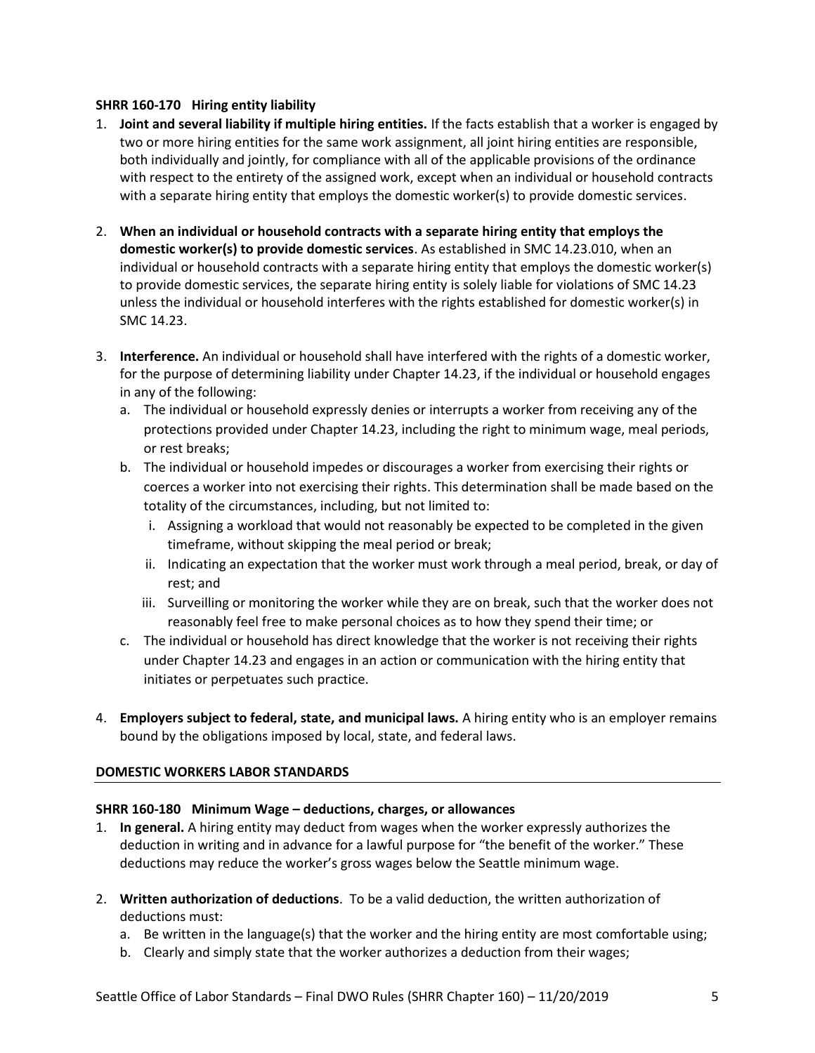**SHRR 160-170 Hiring entity liability**

1. **Joint and several liability if multiple hiring entities.** If the facts establish that a worker is engaged by two or more hiring entities for the same work assignment, all joint hiring entities are responsible, both individually and jointly, for compliance with all of the applicable provisions of the ordinance with respect to the entirety of the assigned work, except when an individual or household contracts with a separate hiring entity that employs the domestic worker(s) to provide domestic services.

2. **When an individual or household contracts with a separate hiring entity that employs the domestic worker(s) to provide domestic services**. As established in SMC 14.23.010, when an individual or household contracts with a separate hiring entity that employs the domestic worker(s) to provide domestic services, the separate hiring entity is solely liable for violations of SMC 14.23 unless the individual or household interferes with the rights established for domestic worker(s) in SMC 14.23.

3. **Interference.** An individual or household shall have interfered with the rights of a domestic worker, for the purpose of determining liability under Chapter 14.23, if the individual or household engages in any of the following:
   a. The individual or household expressly denies or interrupts a worker from receiving any of the protections provided under Chapter 14.23, including the right to minimum wage, meal periods, or rest breaks;
   b. The individual or household impedes or discourages a worker from exercising their rights or coerces a worker into not exercising their rights. This determination shall be made based on the totality of the circumstances, including, but not limited to:
      i. Assigning a workload that would not reasonably be expected to be completed in the given timeframe, without skipping the meal period or break;
      ii. Indicating an expectation that the worker must work through a meal period, break, or day of rest; and
      iii. Surveilling or monitoring the worker while they are on break, such that the worker does not reasonably feel free to make personal choices as to how they spend their time; or
   c. The individual or household has direct knowledge that the worker is not receiving their rights under Chapter 14.23 and engages in an action or communication with the hiring entity that initiates or perpetuates such practice.

4. **Employers subject to federal, state, and municipal laws.** A hiring entity who is an employer remains bound by the obligations imposed by local, state, and federal laws.

## DOMESTIC WORKERS LABOR STANDARDS

**SHRR 160-180 Minimum Wage – deductions, charges, or allowances**

1. **In general.** A hiring entity may deduct from wages when the worker expressly authorizes the deduction in writing and in advance for a lawful purpose for "the benefit of the worker." These deductions may reduce the worker's gross wages below the Seattle minimum wage.

2. **Written authorization of deductions**. To be a valid deduction, the written authorization of deductions must:
   a. Be written in the language(s) that the worker and the hiring entity are most comfortable using;
   b. Clearly and simply state that the worker authorizes a deduction from their wages;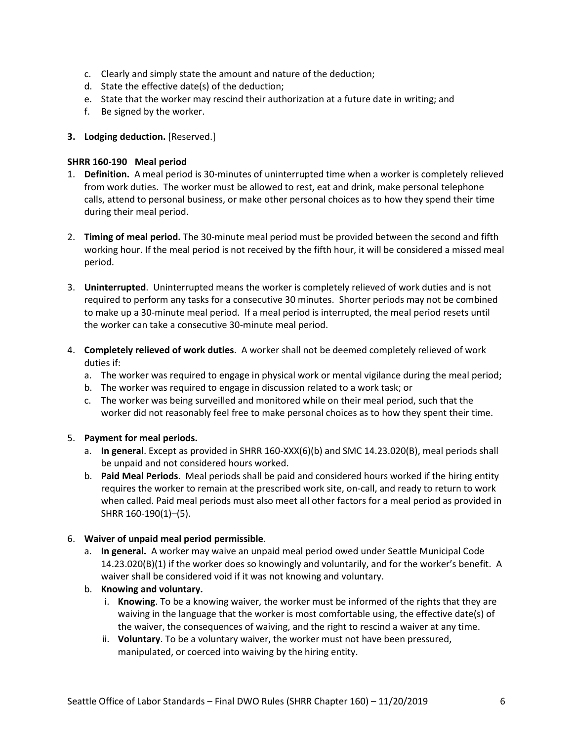c. Clearly and simply state the amount and nature of the deduction;
d. State the effective date(s) of the deduction;
e. State that the worker may rescind their authorization at a future date in writing; and
f. Be signed by the worker.

**3. Lodging deduction.** [Reserved.]

**SHRR 160-190 Meal period**

1. **Definition.** A meal period is 30-minutes of uninterrupted time when a worker is completely relieved from work duties. The worker must be allowed to rest, eat and drink, make personal telephone calls, attend to personal business, or make other personal choices as to how they spend their time during their meal period.

2. **Timing of meal period.** The 30-minute meal period must be provided between the second and fifth working hour. If the meal period is not received by the fifth hour, it will be considered a missed meal period.

3. **Uninterrupted**. Uninterrupted means the worker is completely relieved of work duties and is not required to perform any tasks for a consecutive 30 minutes. Shorter periods may not be combined to make up a 30-minute meal period. If a meal period is interrupted, the meal period resets until the worker can take a consecutive 30-minute meal period.

4. **Completely relieved of work duties**. A worker shall not be deemed completely relieved of work duties if:
   a. The worker was required to engage in physical work or mental vigilance during the meal period;
   b. The worker was required to engage in discussion related to a work task; or
   c. The worker was being surveilled and monitored while on their meal period, such that the worker did not reasonably feel free to make personal choices as to how they spent their time.

5. **Payment for meal periods.**
   a. **In general**. Except as provided in SHRR 160-XXX(6)(b) and SMC 14.23.020(B), meal periods shall be unpaid and not considered hours worked.
   b. **Paid Meal Periods**. Meal periods shall be paid and considered hours worked if the hiring entity requires the worker to remain at the prescribed work site, on-call, and ready to return to work when called. Paid meal periods must also meet all other factors for a meal period as provided in SHRR 160-190(1)–(5).

6. **Waiver of unpaid meal period permissible**.
   a. **In general.** A worker may waive an unpaid meal period owed under Seattle Municipal Code 14.23.020(B)(1) if the worker does so knowingly and voluntarily, and for the worker's benefit. A waiver shall be considered void if it was not knowing and voluntary.
   b. **Knowing and voluntary.**
      i. **Knowing**. To be a knowing waiver, the worker must be informed of the rights that they are waiving in the language that the worker is most comfortable using, the effective date(s) of the waiver, the consequences of waiving, and the right to rescind a waiver at any time.
      ii. **Voluntary**. To be a voluntary waiver, the worker must not have been pressured, manipulated, or coerced into waiving by the hiring entity.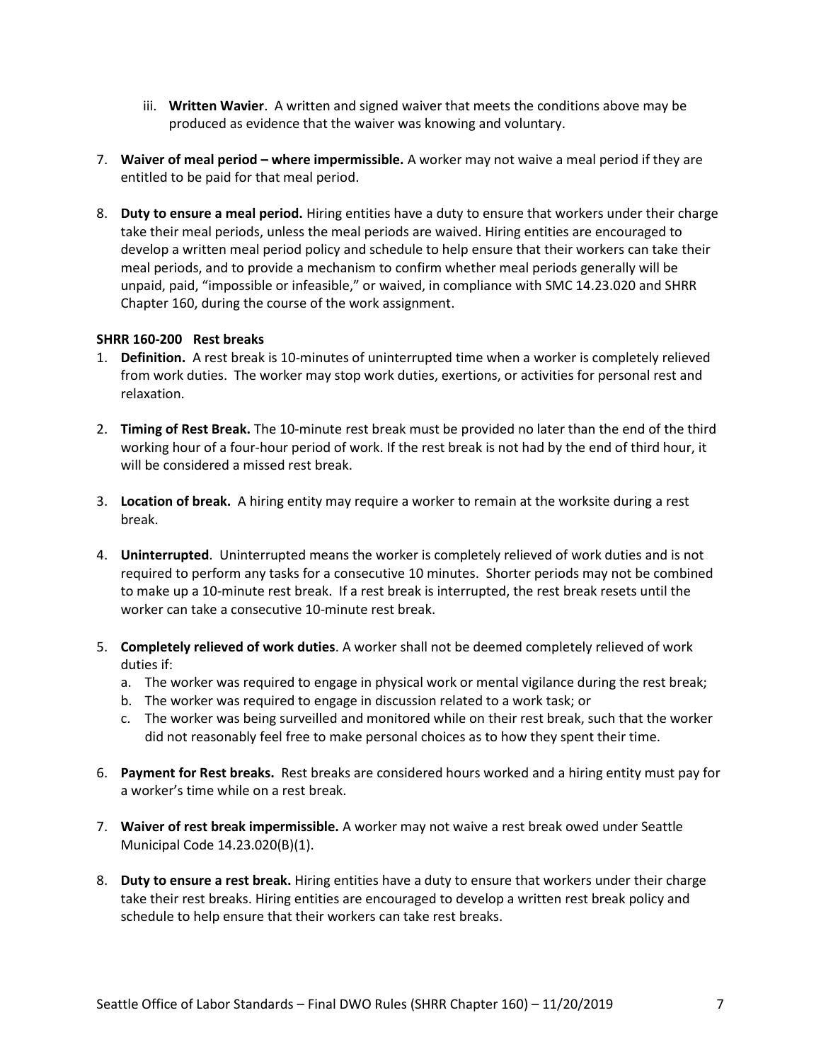iii. **Written Wavier**. A written and signed waiver that meets the conditions above may be produced as evidence that the waiver was knowing and voluntary.

7. **Waiver of meal period – where impermissible.** A worker may not waive a meal period if they are entitled to be paid for that meal period.

8. **Duty to ensure a meal period.** Hiring entities have a duty to ensure that workers under their charge take their meal periods, unless the meal periods are waived. Hiring entities are encouraged to develop a written meal period policy and schedule to help ensure that their workers can take their meal periods, and to provide a mechanism to confirm whether meal periods generally will be unpaid, paid, "impossible or infeasible," or waived, in compliance with SMC 14.23.020 and SHRR Chapter 160, during the course of the work assignment.

**SHRR 160-200 Rest breaks**

1. **Definition.** A rest break is 10-minutes of uninterrupted time when a worker is completely relieved from work duties. The worker may stop work duties, exertions, or activities for personal rest and relaxation.

2. **Timing of Rest Break.** The 10-minute rest break must be provided no later than the end of the third working hour of a four-hour period of work. If the rest break is not had by the end of third hour, it will be considered a missed rest break.

3. **Location of break.** A hiring entity may require a worker to remain at the worksite during a rest break.

4. **Uninterrupted**. Uninterrupted means the worker is completely relieved of work duties and is not required to perform any tasks for a consecutive 10 minutes. Shorter periods may not be combined to make up a 10-minute rest break. If a rest break is interrupted, the rest break resets until the worker can take a consecutive 10-minute rest break.

5. **Completely relieved of work duties**. A worker shall not be deemed completely relieved of work duties if:
   a. The worker was required to engage in physical work or mental vigilance during the rest break;
   b. The worker was required to engage in discussion related to a work task; or
   c. The worker was being surveilled and monitored while on their rest break, such that the worker did not reasonably feel free to make personal choices as to how they spent their time.

6. **Payment for Rest breaks.** Rest breaks are considered hours worked and a hiring entity must pay for a worker's time while on a rest break.

7. **Waiver of rest break impermissible.** A worker may not waive a rest break owed under Seattle Municipal Code 14.23.020(B)(1).

8. **Duty to ensure a rest break.** Hiring entities have a duty to ensure that workers under their charge take their rest breaks. Hiring entities are encouraged to develop a written rest break policy and schedule to help ensure that their workers can take rest breaks.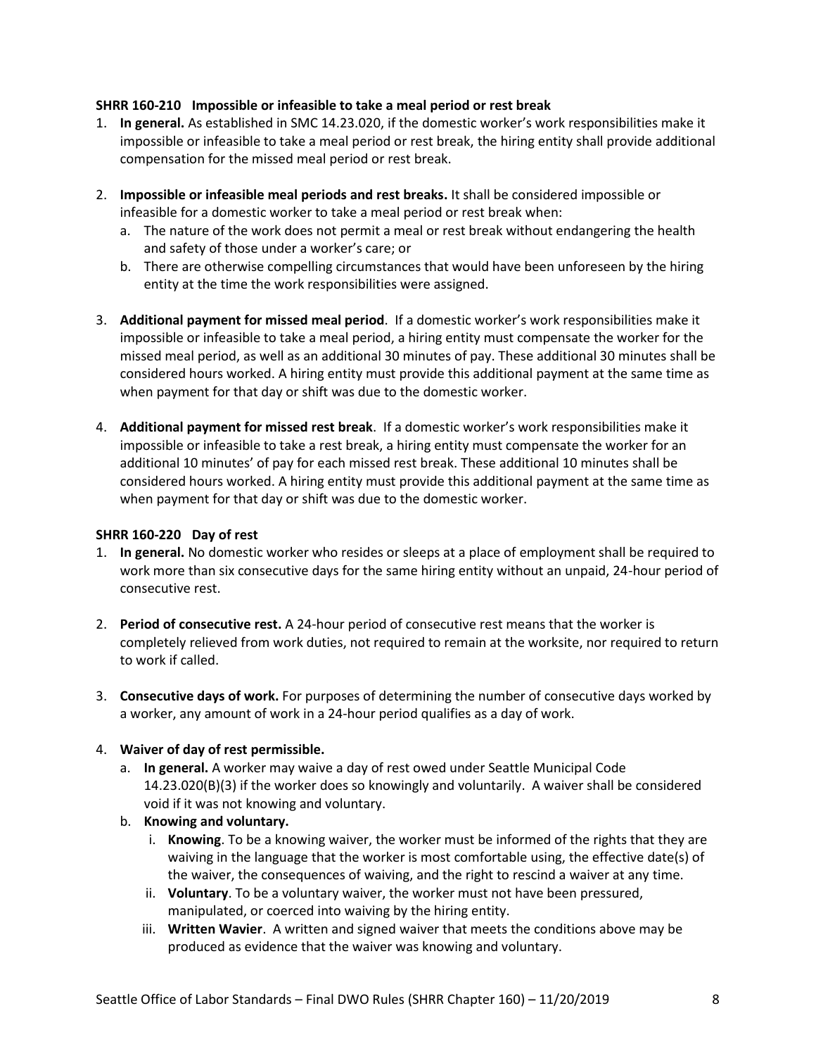**SHRR 160-210 Impossible or infeasible to take a meal period or rest break**

1. **In general.** As established in SMC 14.23.020, if the domestic worker's work responsibilities make it impossible or infeasible to take a meal period or rest break, the hiring entity shall provide additional compensation for the missed meal period or rest break.

2. **Impossible or infeasible meal periods and rest breaks.** It shall be considered impossible or infeasible for a domestic worker to take a meal period or rest break when:
   a. The nature of the work does not permit a meal or rest break without endangering the health and safety of those under a worker's care; or
   b. There are otherwise compelling circumstances that would have been unforeseen by the hiring entity at the time the work responsibilities were assigned.

3. **Additional payment for missed meal period**. If a domestic worker's work responsibilities make it impossible or infeasible to take a meal period, a hiring entity must compensate the worker for the missed meal period, as well as an additional 30 minutes of pay. These additional 30 minutes shall be considered hours worked. A hiring entity must provide this additional payment at the same time as when payment for that day or shift was due to the domestic worker.

4. **Additional payment for missed rest break**. If a domestic worker's work responsibilities make it impossible or infeasible to take a rest break, a hiring entity must compensate the worker for an additional 10 minutes' of pay for each missed rest break. These additional 10 minutes shall be considered hours worked. A hiring entity must provide this additional payment at the same time as when payment for that day or shift was due to the domestic worker.

**SHRR 160-220 Day of rest**

1. **In general.** No domestic worker who resides or sleeps at a place of employment shall be required to work more than six consecutive days for the same hiring entity without an unpaid, 24-hour period of consecutive rest.

2. **Period of consecutive rest.** A 24-hour period of consecutive rest means that the worker is completely relieved from work duties, not required to remain at the worksite, nor required to return to work if called.

3. **Consecutive days of work.** For purposes of determining the number of consecutive days worked by a worker, any amount of work in a 24-hour period qualifies as a day of work.

4. **Waiver of day of rest permissible.**
   a. **In general.** A worker may waive a day of rest owed under Seattle Municipal Code 14.23.020(B)(3) if the worker does so knowingly and voluntarily. A waiver shall be considered void if it was not knowing and voluntary.
   b. **Knowing and voluntary.**
      i. **Knowing**. To be a knowing waiver, the worker must be informed of the rights that they are waiving in the language that the worker is most comfortable using, the effective date(s) of the waiver, the consequences of waiving, and the right to rescind a waiver at any time.
      ii. **Voluntary**. To be a voluntary waiver, the worker must not have been pressured, manipulated, or coerced into waiving by the hiring entity.
      iii. **Written Wavier**. A written and signed waiver that meets the conditions above may be produced as evidence that the waiver was knowing and voluntary.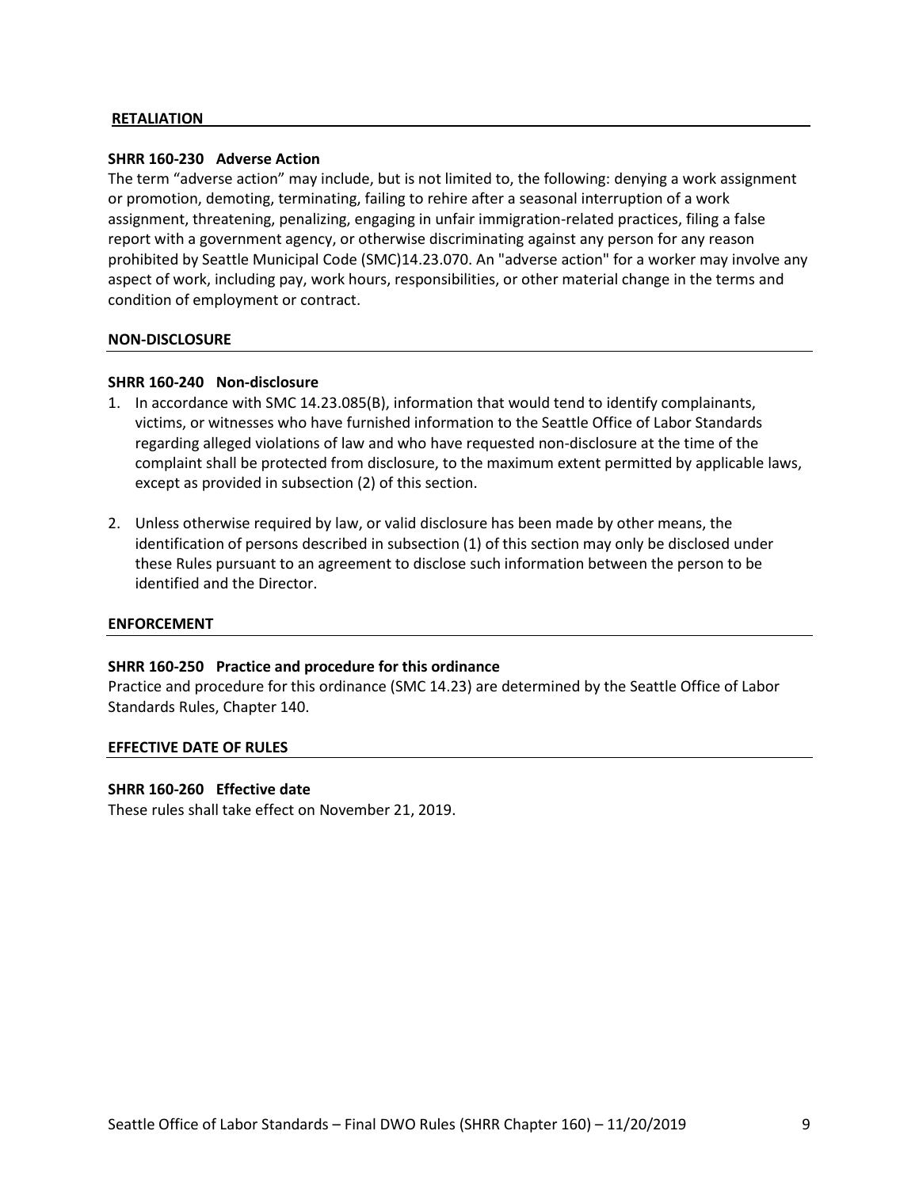## RETALIATION

### SHRR 160-230 Adverse Action

The term “adverse action” may include, but is not limited to, the following: denying a work assignment or promotion, demoting, terminating, failing to rehire after a seasonal interruption of a work assignment, threatening, penalizing, engaging in unfair immigration-related practices, filing a false report with a government agency, or otherwise discriminating against any person for any reason prohibited by Seattle Municipal Code (SMC)14.23.070. An "adverse action" for a worker may involve any aspect of work, including pay, work hours, responsibilities, or other material change in the terms and condition of employment or contract.

## NON-DISCLOSURE

### SHRR 160-240 Non-disclosure

1. In accordance with SMC 14.23.085(B), information that would tend to identify complainants, victims, or witnesses who have furnished information to the Seattle Office of Labor Standards regarding alleged violations of law and who have requested non-disclosure at the time of the complaint shall be protected from disclosure, to the maximum extent permitted by applicable laws, except as provided in subsection (2) of this section.

2. Unless otherwise required by law, or valid disclosure has been made by other means, the identification of persons described in subsection (1) of this section may only be disclosed under these Rules pursuant to an agreement to disclose such information between the person to be identified and the Director.

## ENFORCEMENT

### SHRR 160-250 Practice and procedure for this ordinance

Practice and procedure for this ordinance (SMC 14.23) are determined by the Seattle Office of Labor Standards Rules, Chapter 140.

## EFFECTIVE DATE OF RULES

### SHRR 160-260 Effective date

These rules shall take effect on November 21, 2019.